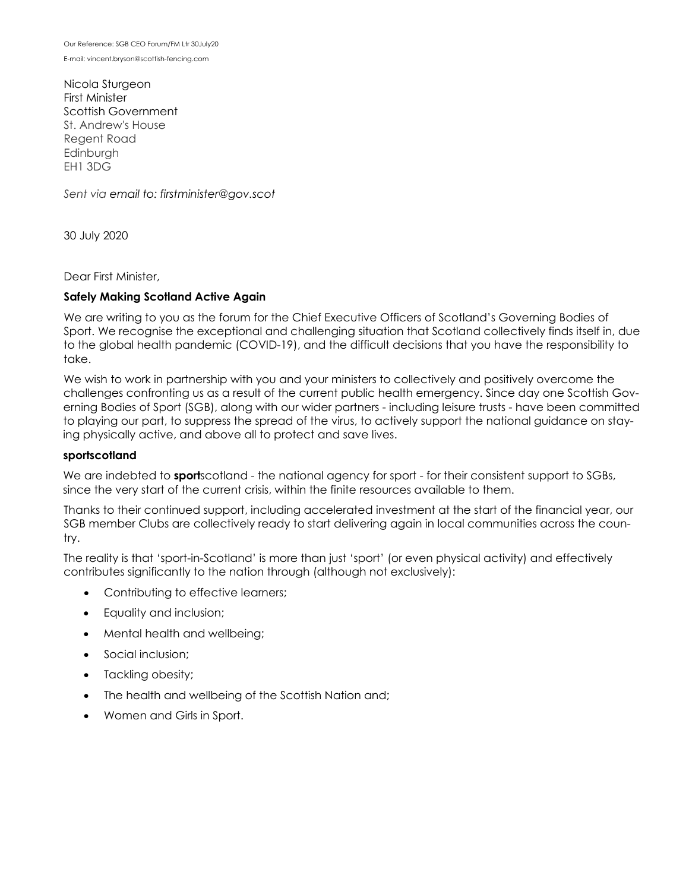Our Reference: SGB CEO Forum/FM Ltr 30July20

E-mail: vincent.bryson@scottish-fencing.com

Nicola Sturgeon
First Minister
Scottish Government
St. Andrew's House
Regent Road
Edinburgh
EH1 3DG

*Sent via email to: firstminister@gov.scot*

30 July 2020

Dear First Minister,

**Safely Making Scotland Active Again**

We are writing to you as the forum for the Chief Executive Officers of Scotland's Governing Bodies of Sport. We recognise the exceptional and challenging situation that Scotland collectively finds itself in, due to the global health pandemic (COVID-19), and the difficult decisions that you have the responsibility to take.

We wish to work in partnership with you and your ministers to collectively and positively overcome the challenges confronting us as a result of the current public health emergency. Since day one Scottish Governing Bodies of Sport (SGB), along with our wider partners - including leisure trusts - have been committed to playing our part, to suppress the spread of the virus, to actively support the national guidance on staying physically active, and above all to protect and save lives.

**sportscotland**

We are indebted to **sport**scotland - the national agency for sport - for their consistent support to SGBs, since the very start of the current crisis, within the finite resources available to them.

Thanks to their continued support, including accelerated investment at the start of the financial year, our SGB member Clubs are collectively ready to start delivering again in local communities across the country.

The reality is that 'sport-in-Scotland' is more than just 'sport' (or even physical activity) and effectively contributes significantly to the nation through (although not exclusively):

- Contributing to effective learners;
- Equality and inclusion;
- Mental health and wellbeing;
- Social inclusion;
- Tackling obesity;
- The health and wellbeing of the Scottish Nation and;
- Women and Girls in Sport.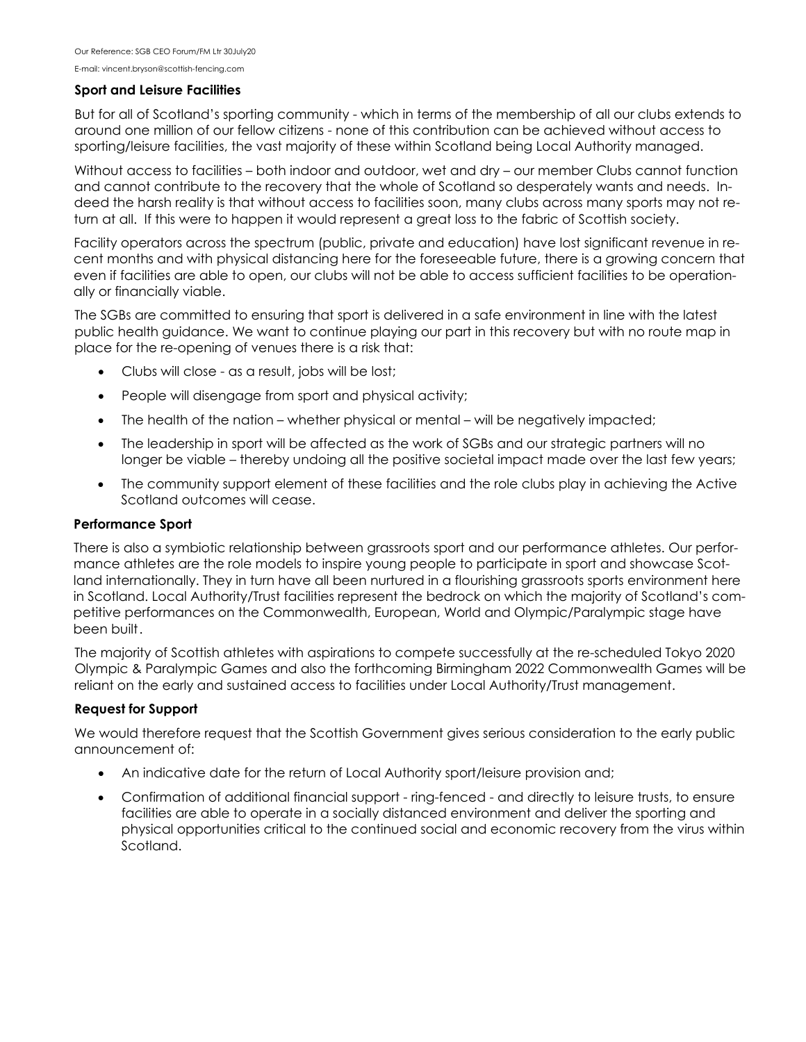### Sport and Leisure Facilities

But for all of Scotland's sporting community - which in terms of the membership of all our clubs extends to around one million of our fellow citizens - none of this contribution can be achieved without access to sporting/leisure facilities, the vast majority of these within Scotland being Local Authority managed.

Without access to facilities – both indoor and outdoor, wet and dry – our member Clubs cannot function and cannot contribute to the recovery that the whole of Scotland so desperately wants and needs. Indeed the harsh reality is that without access to facilities soon, many clubs across many sports may not return at all. If this were to happen it would represent a great loss to the fabric of Scottish society.

Facility operators across the spectrum (public, private and education) have lost significant revenue in recent months and with physical distancing here for the foreseeable future, there is a growing concern that even if facilities are able to open, our clubs will not be able to access sufficient facilities to be operationally or financially viable.

The SGBs are committed to ensuring that sport is delivered in a safe environment in line with the latest public health guidance. We want to continue playing our part in this recovery but with no route map in place for the re-opening of venues there is a risk that:

- Clubs will close - as a result, jobs will be lost;
- People will disengage from sport and physical activity;
- The health of the nation – whether physical or mental – will be negatively impacted;
- The leadership in sport will be affected as the work of SGBs and our strategic partners will no longer be viable – thereby undoing all the positive societal impact made over the last few years;
- The community support element of these facilities and the role clubs play in achieving the Active Scotland outcomes will cease.

### Performance Sport

There is also a symbiotic relationship between grassroots sport and our performance athletes. Our performance athletes are the role models to inspire young people to participate in sport and showcase Scotland internationally. They in turn have all been nurtured in a flourishing grassroots sports environment here in Scotland. Local Authority/Trust facilities represent the bedrock on which the majority of Scotland's competitive performances on the Commonwealth, European, World and Olympic/Paralympic stage have been built.

The majority of Scottish athletes with aspirations to compete successfully at the re-scheduled Tokyo 2020 Olympic & Paralympic Games and also the forthcoming Birmingham 2022 Commonwealth Games will be reliant on the early and sustained access to facilities under Local Authority/Trust management.

### Request for Support

We would therefore request that the Scottish Government gives serious consideration to the early public announcement of:

- An indicative date for the return of Local Authority sport/leisure provision and;
- Confirmation of additional financial support - ring-fenced - and directly to leisure trusts, to ensure facilities are able to operate in a socially distanced environment and deliver the sporting and physical opportunities critical to the continued social and economic recovery from the virus within Scotland.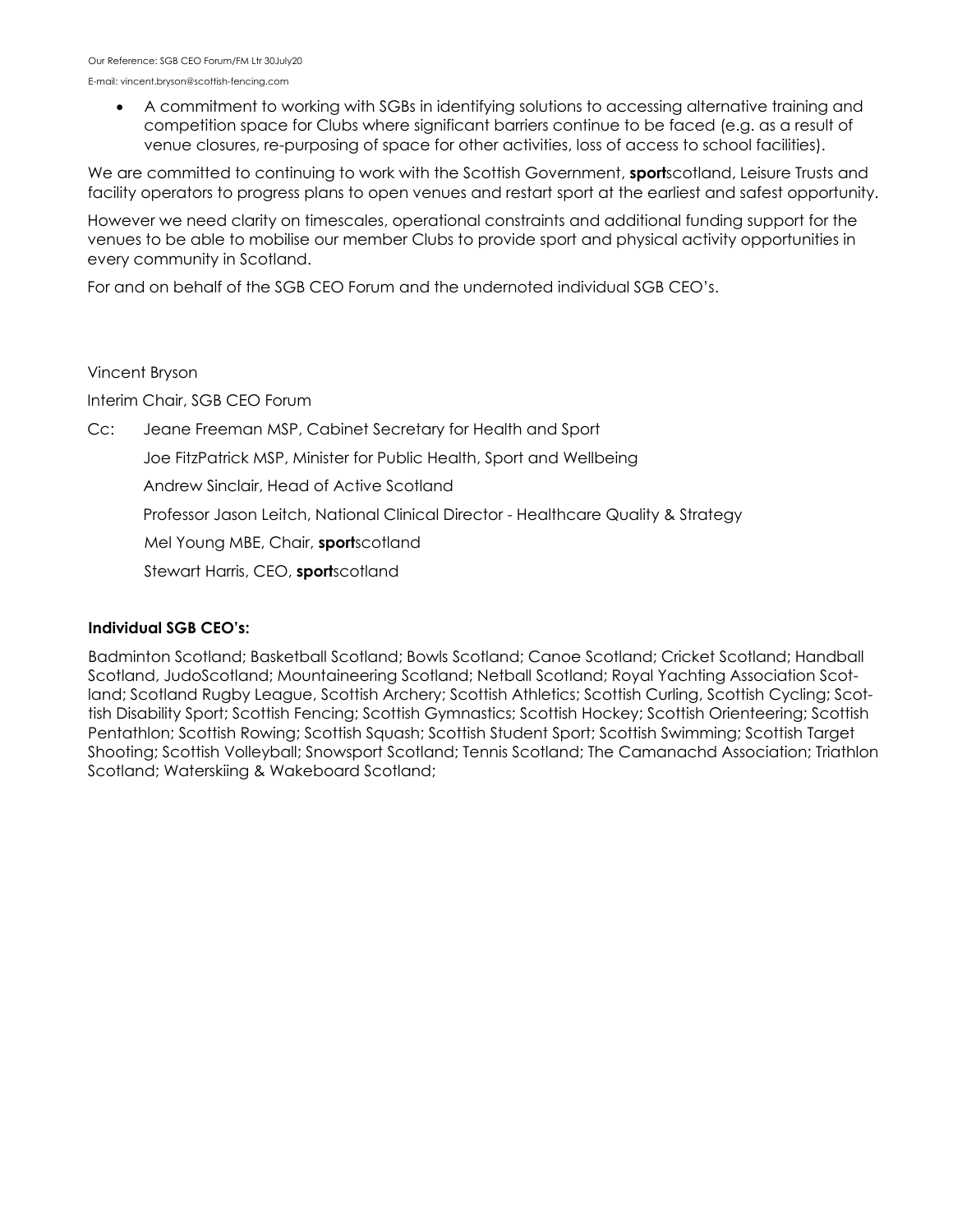Our Reference: SGB CEO Forum/FM Ltr 30July20

E-mail: vincent.bryson@scottish-fencing.com

- A commitment to working with SGBs in identifying solutions to accessing alternative training and competition space for Clubs where significant barriers continue to be faced (e.g. as a result of venue closures, re-purposing of space for other activities, loss of access to school facilities).

We are committed to continuing to work with the Scottish Government, **sport**scotland, Leisure Trusts and facility operators to progress plans to open venues and restart sport at the earliest and safest opportunity.

However we need clarity on timescales, operational constraints and additional funding support for the venues to be able to mobilise our member Clubs to provide sport and physical activity opportunities in every community in Scotland.

For and on behalf of the SGB CEO Forum and the undernoted individual SGB CEO's.

Vincent Bryson

Interim Chair, SGB CEO Forum

Cc: Jeane Freeman MSP, Cabinet Secretary for Health and Sport

Joe FitzPatrick MSP, Minister for Public Health, Sport and Wellbeing

Andrew Sinclair, Head of Active Scotland

Professor Jason Leitch, National Clinical Director - Healthcare Quality & Strategy

Mel Young MBE, Chair, **sport**scotland

Stewart Harris, CEO, **sport**scotland

**Individual SGB CEO's:**

Badminton Scotland; Basketball Scotland; Bowls Scotland; Canoe Scotland; Cricket Scotland; Handball Scotland, JudoScotland; Mountaineering Scotland; Netball Scotland; Royal Yachting Association Scotland; Scotland Rugby League, Scottish Archery; Scottish Athletics; Scottish Curling, Scottish Cycling; Scottish Disability Sport; Scottish Fencing; Scottish Gymnastics; Scottish Hockey; Scottish Orienteering; Scottish Pentathlon; Scottish Rowing; Scottish Squash; Scottish Student Sport; Scottish Swimming; Scottish Target Shooting; Scottish Volleyball; Snowsport Scotland; Tennis Scotland; The Camanachd Association; Triathlon Scotland; Waterskiing & Wakeboard Scotland;